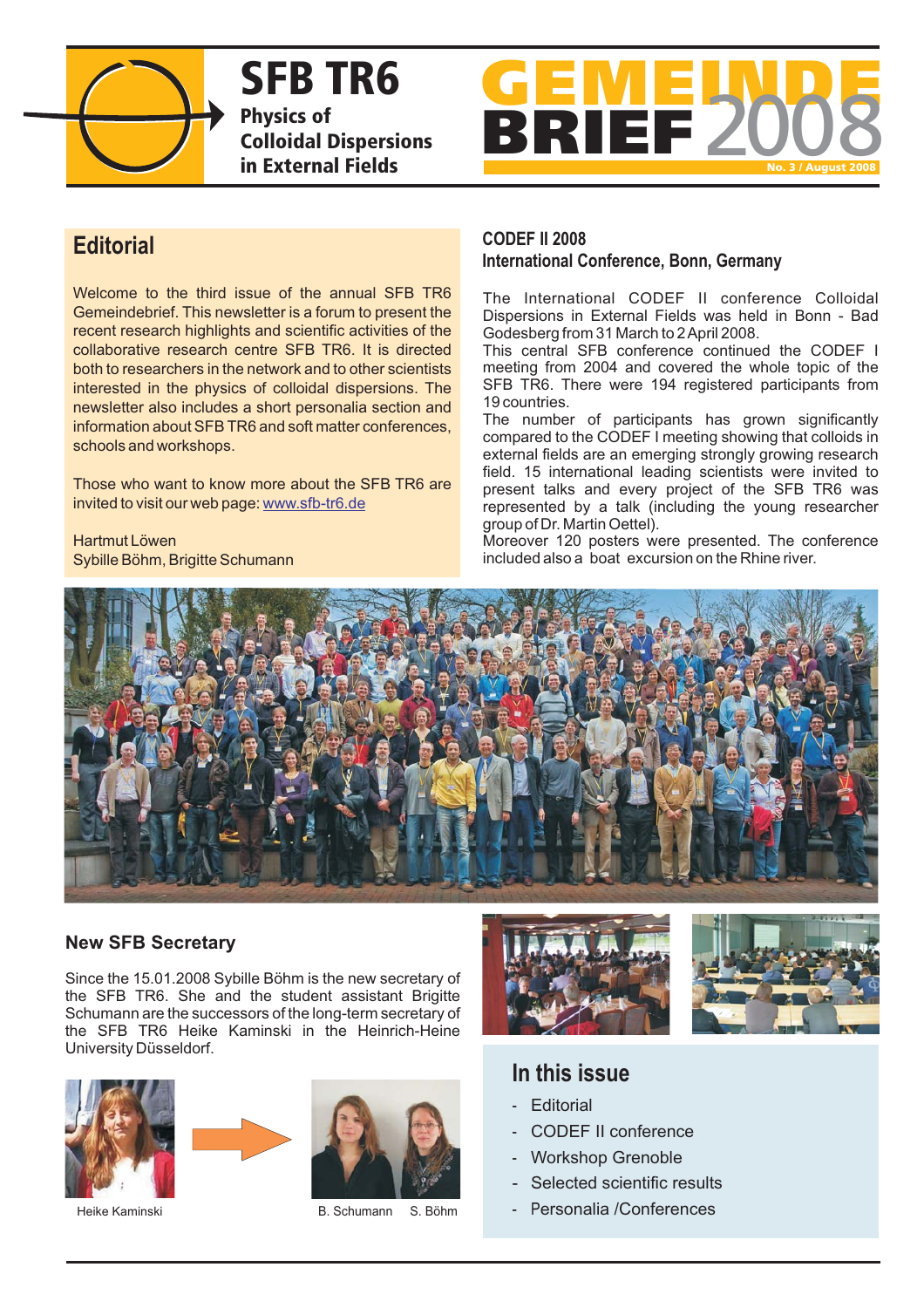# SFB TR6

**Physics of Colloidal Dispersions in External Fields**

# GEMEINDE BRIEF 2008

No. 3 / August 2008

## Editorial

Welcome to the third issue of the annual SFB TR6 Gemeindebrief. This newsletter is a forum to present the recent research highlights and scientific activities of the collaborative research centre SFB TR6. It is directed both to researchers in the network and to other scientists interested in the physics of colloidal dispersions. The newsletter also includes a short personalia section and information about SFB TR6 and soft matter conferences, schools and workshops.

Those who want to know more about the SFB TR6 are invited to visit our web page: www.sfb-tr6.de

Hartmut Löwen
Sybille Böhm, Brigitte Schumann

## CODEF II 2008
## International Conference, Bonn, Germany

The International CODEF II conference Colloidal Dispersions in External Fields was held in Bonn - Bad Godesberg from 31 March to 2 April 2008.
This central SFB conference continued the CODEF I meeting from 2004 and covered the whole topic of the SFB TR6. There were 194 registered participants from 19 countries.
The number of participants has grown significantly compared to the CODEF I meeting showing that colloids in external fields are an emerging strongly growing research field. 15 international leading scientists were invited to present talks and every project of the SFB TR6 was represented by a talk (including the young researcher group of Dr. Martin Oettel).
Moreover 120 posters were presented. The conference included also a boat excursion on the Rhine river.

## New SFB Secretary

Since the 15.01.2008 Sybille Böhm is the new secretary of the SFB TR6. She and the student assistant Brigitte Schumann are the successors of the long-term secretary of the SFB TR6 Heike Kaminski in the Heinrich-Heine University Düsseldorf.

Heike Kaminski

B. Schumann S. Böhm

## In this issue

- Editorial
- CODEF II conference
- Workshop Grenoble
- Selected scientific results
- Personalia /Conferences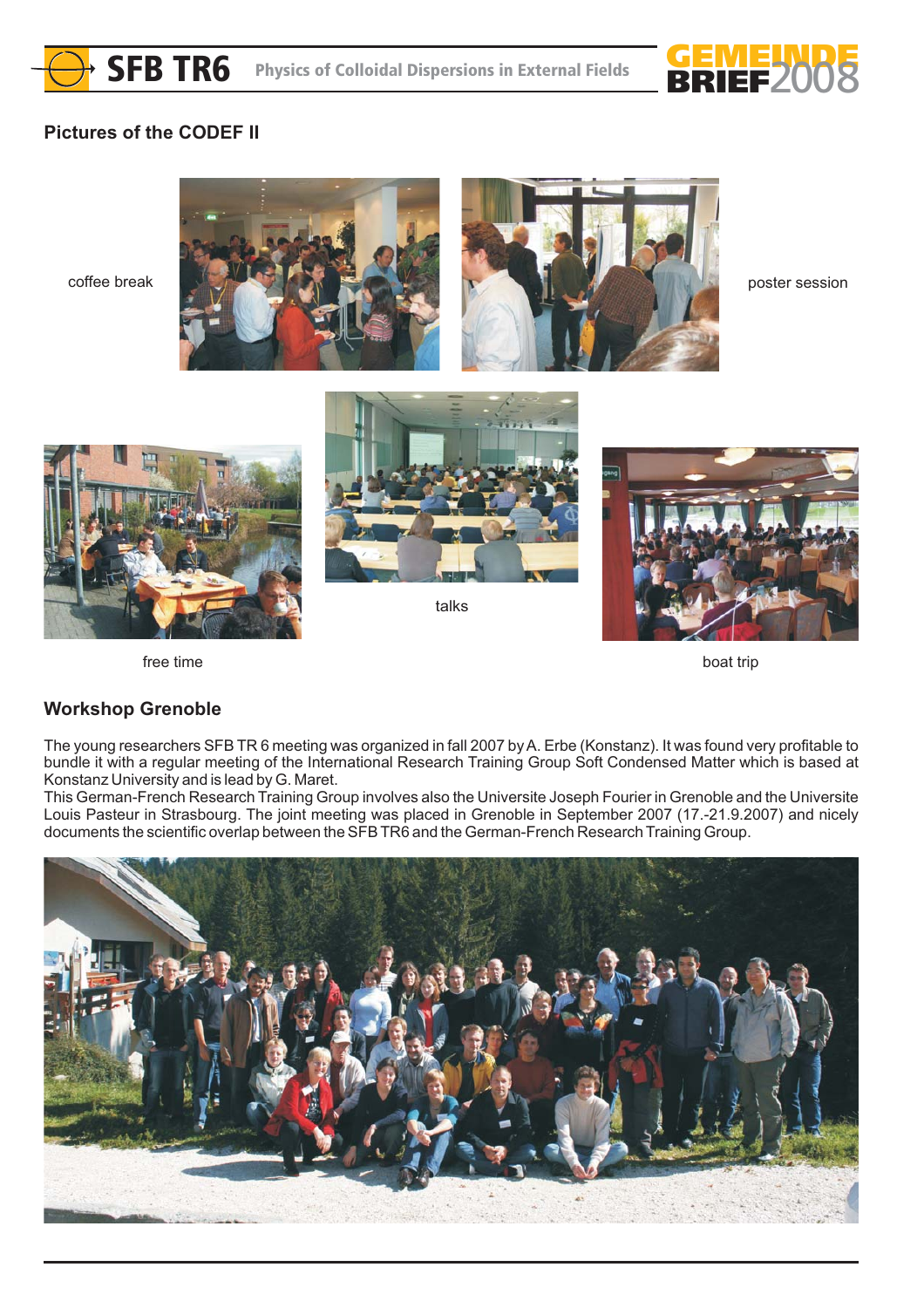## Pictures of the CODEF II

coffee break

poster session

talks

free time

boat trip

## Workshop Grenoble

The young researchers SFB TR 6 meeting was organized in fall 2007 by A. Erbe (Konstanz). It was found very profitable to bundle it with a regular meeting of the International Research Training Group Soft Condensed Matter which is based at Konstanz University and is lead by G. Maret.

This German-French Research Training Group involves also the Universite Joseph Fourier in Grenoble and the Universite Louis Pasteur in Strasbourg. The joint meeting was placed in Grenoble in September 2007 (17.-21.9.2007) and nicely documents the scientific overlap between the SFB TR6 and the German-French Research Training Group.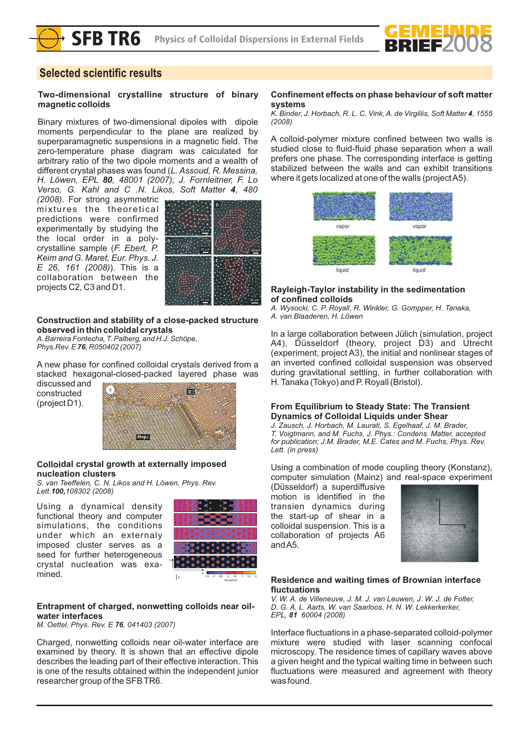## Selected scientific results

### Two-dimensional crystalline structure of binary magnetic colloids

Binary mixtures of two-dimensional dipoles with dipole moments perpendicular to the plane are realized by superparamagnetic suspensions in a magnetic field. The zero-temperature phase diagram was calculated for arbitrary ratio of the two dipole moments and a wealth of different crystal phases was found (*L. Assoud, R. Messina, H. Löwen, EPL **80**, 48001 (2007); J. Fornleitner, F. Lo Verso, G. Kahl and C .N. Likos, Soft Matter **4**, 480 (2008)*. For strong asymmetric mixtures the theoretical predictions were confirmed experimentally by studying the the local order in a poly-crystalline sample (*F. Ebert, P. Keim and G. Maret, Eur. Phys. J. E 26, 161 (2008)*). This is a collaboration between the projects C2, C3 and D1.

### Construction and stability of a close-packed structure observed in thin colloidal crystals

*A. Barreira Fontecha, T. Palberg, and H.J. Schöpe, Phys.Rev. E **76**, R050402 (2007)*

A new phase for confined colloidal crystals derived from a stacked hexagonal-closed-packed layered phase was discussed and constructed (project D1).

### Colloidal crystal growth at externally imposed nucleation clusters

*S. van Teeffelen, C. N. Likos and H. Löwen, Phys. Rev. Lett.**100,**108302 (2008)*

Using a dynamical density functional theory and computer simulations, the conditions under which an externally imposed cluster serves as a seed for further heterogeneous crystal nucleation was examined.

### Entrapment of charged, nonwetting colloids near oil-water interfaces

*M. Oettel, Phys. Rev. E **76**, 041403 (2007)*

Charged, nonwetting colloids near oil-water interface are examined by theory. It is shown that an effective dipole describes the leading part of their effective interaction. This is one of the results obtained within the independent junior researcher group of the SFB TR6.

### Confinement effects on phase behaviour of soft matter systems

*K. Binder, J. Horbach, R. L. C. Vink, A. de Virgiliis, Soft Matter **4**, 1555 (2008)*

A colloid-polymer mixture confined between two walls is studied close to fluid-fluid phase separation when a wall prefers one phase. The corresponding interface is getting stabilized between the walls and can exhibit transitions where it gets localized at one of the walls (project A5).

### Rayleigh-Taylor instability in the sedimentation of confined colloids

*A. Wysocki, C. P. Royall, R. Winkler, G. Gompper, H. Tanaka, A. van Blaaderen, H. Löwen*

In a large collaboration between Jülich (simulation, project A4), Düsseldorf (theory, project D3) and Utrecht (experiment, project A3), the initial and nonlinear stages of an inverted confined colloidal suspension was observed during gravitational settling, in further collaboration with H. Tanaka (Tokyo) and P. Royall (Bristol).

### From Equilibrium to Steady State: The Transient Dynamics of Colloidal Liquids under Shear

*J. Zausch, J. Horbach, M. Laurati, S. Egelhaaf, J. M. Brader, T. Voigtmann, and M. Fuchs, J. Phys.: Condens. Matter, accepted for publication; J.M. Brader, M.E. Cates and M. Fuchs, Phys. Rev. Lett. (in press)*

Using a combination of mode coupling theory (Konstanz), computer simulation (Mainz) and real-space experiment (Düsseldorf) a superdiffusive motion is identified in the transien dynamics during the start-up of shear in a colloidal suspension. This is a collaboration of projects A6 and A5.

### Residence and waiting times of Brownian interface fluctuations

*V. W. A. de Villeneuve, J. M. J. van Leuwen, J. W. J. de Folter, D. G. A. L. Aarts, W. van Saarloos, H. N. W. Lekkerkerker, EPL, **81** 60004 (2008)*

Interface fluctuations in a phase-separated colloid-polymer mixture were studied with laser scanning confocal microscopy. The residence times of capillary waves above a given height and the typical waiting time in between such fluctuations were measured and agreement with theory was found.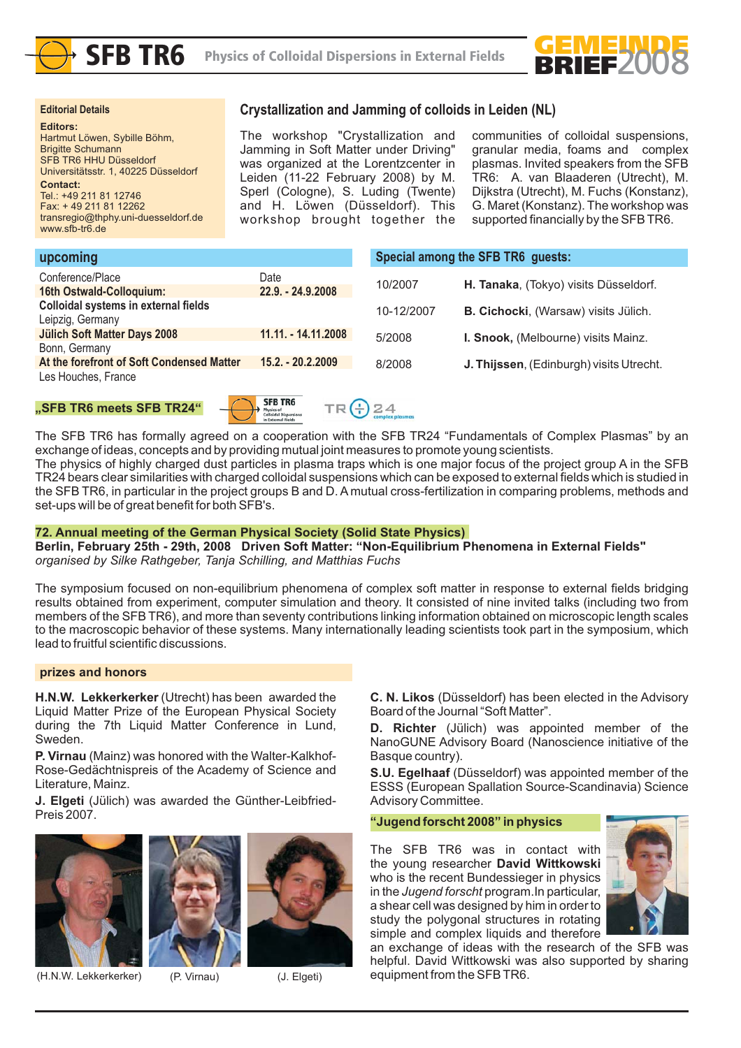# SFB TR6 Physics of Colloidal Dispersions in External Fields

GEMEINDE BRIEF 2008

**Editorial Details**

**Editors:**
Hartmut Löwen, Sybille Böhm,
Brigitte Schumann
SFB TR6 HHU Düsseldorf
Universitätsstr. 1, 40225 Düsseldorf

**Contact:**
Tel.: +49 211 81 12746
Fax: + 49 211 81 12262
transregio@thphy.uni-duesseldorf.de
www.sfb-tr6.de

## Crystallization and Jamming of colloids in Leiden (NL)

The workshop "Crystallization and Jamming in Soft Matter under Driving" was organized at the Lorentzcenter in Leiden (11-22 February 2008) by M. Sperl (Cologne), S. Luding (Twente) and H. Löwen (Düsseldorf). This workshop brought together the communities of colloidal suspensions, granular media, foams and complex plasmas. Invited speakers from the SFB TR6: A. van Blaaderen (Utrecht), M. Dijkstra (Utrecht), M. Fuchs (Konstanz), G. Maret (Konstanz). The workshop was supported financially by the SFB TR6.

## upcoming

| Conference/Place | Date |
|---|---|
| **16th Ostwald-Colloquium:** **Colloidal systems in external fields** Leipzig, Germany | **22.9. - 24.9.2008** |
| **Jülich Soft Matter Days 2008** Bonn, Germany | **11.11. - 14.11.2008** |
| **At the forefront of Soft Condensed Matter** Les Houches, France | **15.2. - 20.2.2009** |

## Special among the SFB TR6 guests:

| | |
|---|---|
| 10/2007 | **H. Tanaka**, (Tokyo) visits Düsseldorf. |
| 10-12/2007 | **B. Cichocki**, (Warsaw) visits Jülich. |
| 5/2008 | **I. Snook**, (Melbourne) visits Mainz. |
| 8/2008 | **J. Thijssen**, (Edinburgh) visits Utrecht. |

## „SFB TR6 meets SFB TR24“

The SFB TR6 has formally agreed on a cooperation with the SFB TR24 “Fundamentals of Complex Plasmas” by an exchange of ideas, concepts and by providing mutual joint measures to promote young scientists.
The physics of highly charged dust particles in plasma traps which is one major focus of the project group A in the SFB TR24 bears clear similarities with charged colloidal suspensions which can be exposed to external fields which is studied in the SFB TR6, in particular in the project groups B and D. A mutual cross-fertilization in comparing problems, methods and set-ups will be of great benefit for both SFB's.

## 72. Annual meeting of the German Physical Society (Solid State Physics)

**Berlin, February 25th - 29th, 2008 Driven Soft Matter: “Non-Equilibrium Phenomena in External Fields"**
*organised by Silke Rathgeber, Tanja Schilling, and Matthias Fuchs*

The symposium focused on non-equilibrium phenomena of complex soft matter in response to external fields bridging results obtained from experiment, computer simulation and theory. It consisted of nine invited talks (including two from members of the SFB TR6), and more than seventy contributions linking information obtained on microscopic length scales to the macroscopic behavior of these systems. Many internationally leading scientists took part in the symposium, which lead to fruitful scientific discussions.

## prizes and honors

**H.N.W. Lekkerkerker** (Utrecht) has been awarded the Liquid Matter Prize of the European Physical Society during the 7th Liquid Matter Conference in Lund, Sweden.

**P. Virnau** (Mainz) was honored with the Walter-Kalkhof-Rose-Gedächtnispreis of the Academy of Science and Literature, Mainz.

**J. Elgeti** (Jülich) was awarded the Günther-Leibfried-Preis 2007.

(H.N.W. Lekkerkerker) (P. Virnau) (J. Elgeti)

**C. N. Likos** (Düsseldorf) has been elected in the Advisory Board of the Journal “Soft Matter”.

**D. Richter** (Jülich) was appointed member of the NanoGUNE Advisory Board (Nanoscience initiative of the Basque country).

**S.U. Egelhaaf** (Düsseldorf) was appointed member of the ESSS (European Spallation Source-Scandinavia) Science Advisory Committee.

## “Jugend forscht 2008” in physics

The SFB TR6 was in contact with the young researcher **David Wittkowski** who is the recent Bundessieger in physics in the *Jugend forscht* program. In particular, a shear cell was designed by him in order to study the polygonal structures in rotating simple and complex liquids and therefore an exchange of ideas with the research of the SFB was helpful. David Wittkowski was also supported by sharing equipment from the SFB TR6.